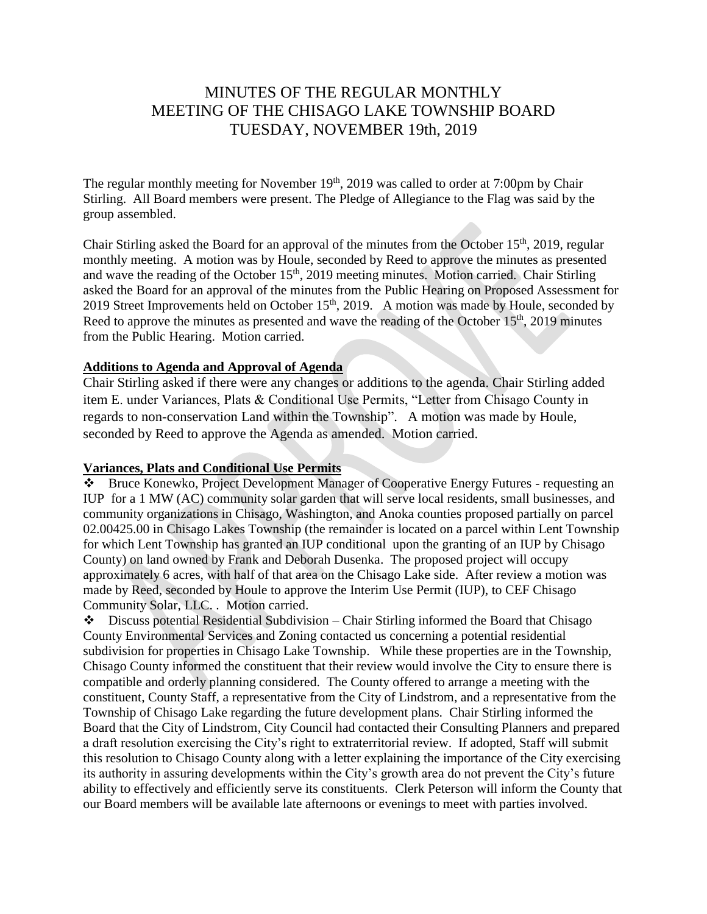# MINUTES OF THE REGULAR MONTHLY MEETING OF THE CHISAGO LAKE TOWNSHIP BOARD TUESDAY, NOVEMBER 19th, 2019

The regular monthly meeting for November 19th, 2019 was called to order at 7:00pm by Chair Stirling. All Board members were present. The Pledge of Allegiance to the Flag was said by the group assembled.

Chair Stirling asked the Board for an approval of the minutes from the October 15th, 2019, regular monthly meeting. A motion was by Houle, seconded by Reed to approve the minutes as presented and wave the reading of the October 15th, 2019 meeting minutes. Motion carried. Chair Stirling asked the Board for an approval of the minutes from the Public Hearing on Proposed Assessment for 2019 Street Improvements held on October 15th, 2019. A motion was made by Houle, seconded by Reed to approve the minutes as presented and wave the reading of the October 15th, 2019 minutes from the Public Hearing. Motion carried.

**Additions to Agenda and Approval of Agenda**

Chair Stirling asked if there were any changes or additions to the agenda. Chair Stirling added item E. under Variances, Plats & Conditional Use Permits, "Letter from Chisago County in regards to non-conservation Land within the Township". A motion was made by Houle, seconded by Reed to approve the Agenda as amended. Motion carried.

**Variances, Plats and Conditional Use Permits**

- Bruce Konewko, Project Development Manager of Cooperative Energy Futures - requesting an IUP for a 1 MW (AC) community solar garden that will serve local residents, small businesses, and community organizations in Chisago, Washington, and Anoka counties proposed partially on parcel 02.00425.00 in Chisago Lakes Township (the remainder is located on a parcel within Lent Township for which Lent Township has granted an IUP conditional upon the granting of an IUP by Chisago County) on land owned by Frank and Deborah Dusenka. The proposed project will occupy approximately 6 acres, with half of that area on the Chisago Lake side. After review a motion was made by Reed, seconded by Houle to approve the Interim Use Permit (IUP), to CEF Chisago Community Solar, LLC. . Motion carried.
- Discuss potential Residential Subdivision – Chair Stirling informed the Board that Chisago County Environmental Services and Zoning contacted us concerning a potential residential subdivision for properties in Chisago Lake Township. While these properties are in the Township, Chisago County informed the constituent that their review would involve the City to ensure there is compatible and orderly planning considered. The County offered to arrange a meeting with the constituent, County Staff, a representative from the City of Lindstrom, and a representative from the Township of Chisago Lake regarding the future development plans. Chair Stirling informed the Board that the City of Lindstrom, City Council had contacted their Consulting Planners and prepared a draft resolution exercising the City's right to extraterritorial review. If adopted, Staff will submit this resolution to Chisago County along with a letter explaining the importance of the City exercising its authority in assuring developments within the City's growth area do not prevent the City's future ability to effectively and efficiently serve its constituents. Clerk Peterson will inform the County that our Board members will be available late afternoons or evenings to meet with parties involved.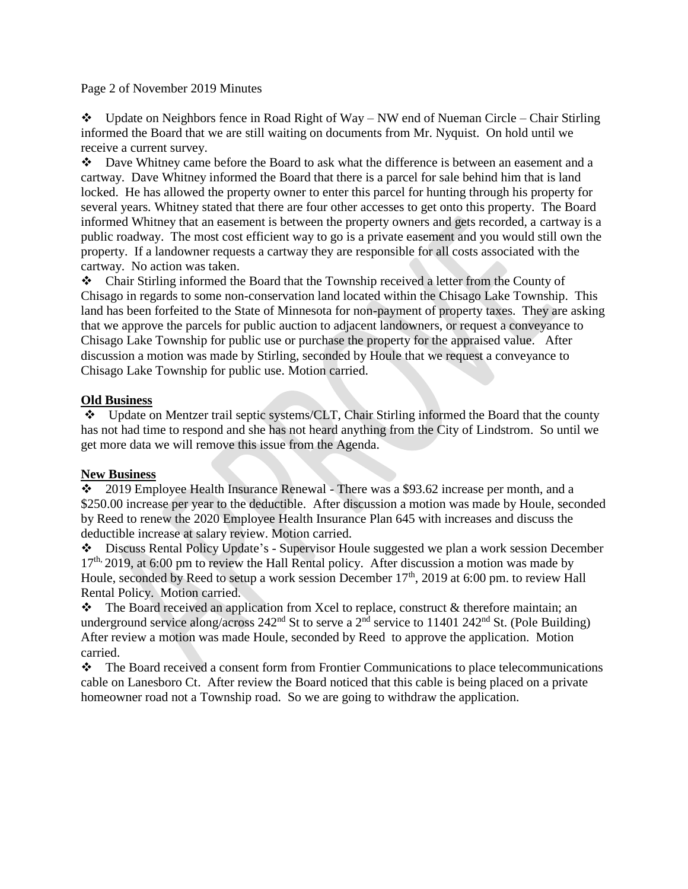Page 2 of November 2019 Minutes

- ❖ Update on Neighbors fence in Road Right of Way – NW end of Nueman Circle – Chair Stirling informed the Board that we are still waiting on documents from Mr. Nyquist. On hold until we receive a current survey.
- ❖ Dave Whitney came before the Board to ask what the difference is between an easement and a cartway. Dave Whitney informed the Board that there is a parcel for sale behind him that is land locked. He has allowed the property owner to enter this parcel for hunting through his property for several years. Whitney stated that there are four other accesses to get onto this property. The Board informed Whitney that an easement is between the property owners and gets recorded, a cartway is a public roadway. The most cost efficient way to go is a private easement and you would still own the property. If a landowner requests a cartway they are responsible for all costs associated with the cartway. No action was taken.
- ❖ Chair Stirling informed the Board that the Township received a letter from the County of Chisago in regards to some non-conservation land located within the Chisago Lake Township. This land has been forfeited to the State of Minnesota for non-payment of property taxes. They are asking that we approve the parcels for public auction to adjacent landowners, or request a conveyance to Chisago Lake Township for public use or purchase the property for the appraised value. After discussion a motion was made by Stirling, seconded by Houle that we request a conveyance to Chisago Lake Township for public use. Motion carried.

**Old Business**

- ❖ Update on Mentzer trail septic systems/CLT, Chair Stirling informed the Board that the county has not had time to respond and she has not heard anything from the City of Lindstrom. So until we get more data we will remove this issue from the Agenda.

**New Business**

- ❖ 2019 Employee Health Insurance Renewal - There was a $93.62 increase per month, and a $250.00 increase per year to the deductible. After discussion a motion was made by Houle, seconded by Reed to renew the 2020 Employee Health Insurance Plan 645 with increases and discuss the deductible increase at salary review. Motion carried.
- ❖ Discuss Rental Policy Update's - Supervisor Houle suggested we plan a work session December 17th, 2019, at 6:00 pm to review the Hall Rental policy. After discussion a motion was made by Houle, seconded by Reed to setup a work session December 17th, 2019 at 6:00 pm. to review Hall Rental Policy. Motion carried.
- ❖ The Board received an application from Xcel to replace, construct & therefore maintain; an underground service along/across 242nd St to serve a 2nd service to 11401 242nd St. (Pole Building) After review a motion was made Houle, seconded by Reed to approve the application. Motion carried.
- ❖ The Board received a consent form from Frontier Communications to place telecommunications cable on Lanesboro Ct. After review the Board noticed that this cable is being placed on a private homeowner road not a Township road. So we are going to withdraw the application.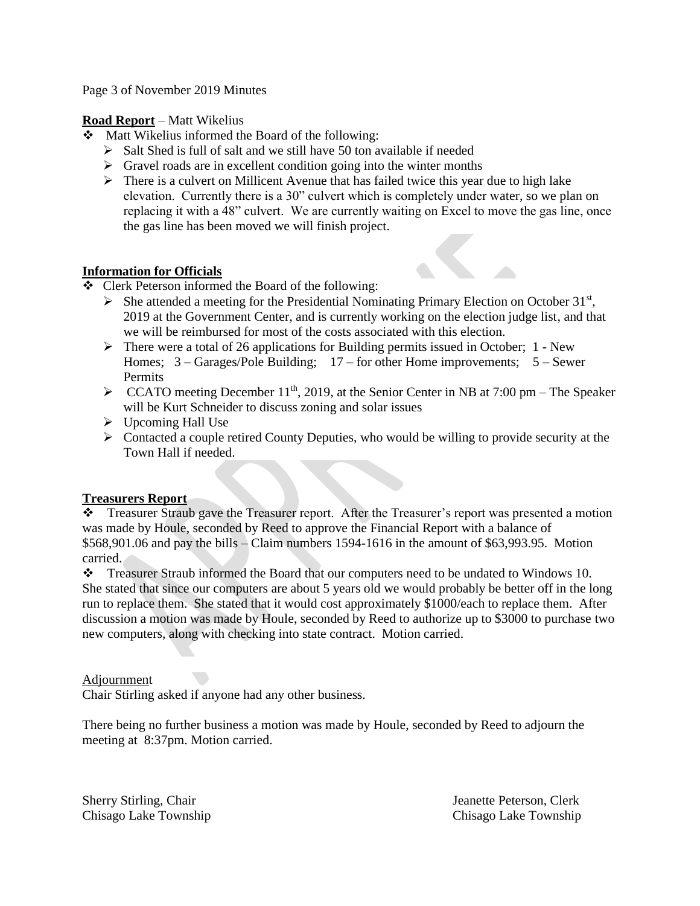Page 3 of November 2019 Minutes

**Road Report** – Matt Wikelius

- Matt Wikelius informed the Board of the following:
  - Salt Shed is full of salt and we still have 50 ton available if needed
  - Gravel roads are in excellent condition going into the winter months
  - There is a culvert on Millicent Avenue that has failed twice this year due to high lake elevation. Currently there is a 30" culvert which is completely under water, so we plan on replacing it with a 48" culvert. We are currently waiting on Excel to move the gas line, once the gas line has been moved we will finish project.

**Information for Officials**

- Clerk Peterson informed the Board of the following:
  - She attended a meeting for the Presidential Nominating Primary Election on October 31st, 2019 at the Government Center, and is currently working on the election judge list, and that we will be reimbursed for most of the costs associated with this election.
  - There were a total of 26 applications for Building permits issued in October; 1 - New Homes; 3 – Garages/Pole Building; 17 – for other Home improvements; 5 – Sewer Permits
  - CCATO meeting December 11th, 2019, at the Senior Center in NB at 7:00 pm – The Speaker will be Kurt Schneider to discuss zoning and solar issues
  - Upcoming Hall Use
  - Contacted a couple retired County Deputies, who would be willing to provide security at the Town Hall if needed.

**Treasurers Report**

- Treasurer Straub gave the Treasurer report. After the Treasurer's report was presented a motion was made by Houle, seconded by Reed to approve the Financial Report with a balance of $568,901.06 and pay the bills – Claim numbers 1594-1616 in the amount of $63,993.95. Motion carried.
- Treasurer Straub informed the Board that our computers need to be undated to Windows 10. She stated that since our computers are about 5 years old we would probably be better off in the long run to replace them. She stated that it would cost approximately $1000/each to replace them. After discussion a motion was made by Houle, seconded by Reed to authorize up to $3000 to purchase two new computers, along with checking into state contract. Motion carried.

Adjournment

Chair Stirling asked if anyone had any other business.

There being no further business a motion was made by Houle, seconded by Reed to adjourn the meeting at 8:37pm. Motion carried.

Sherry Stirling, Chair
Chisago Lake Township

Jeanette Peterson, Clerk
Chisago Lake Township